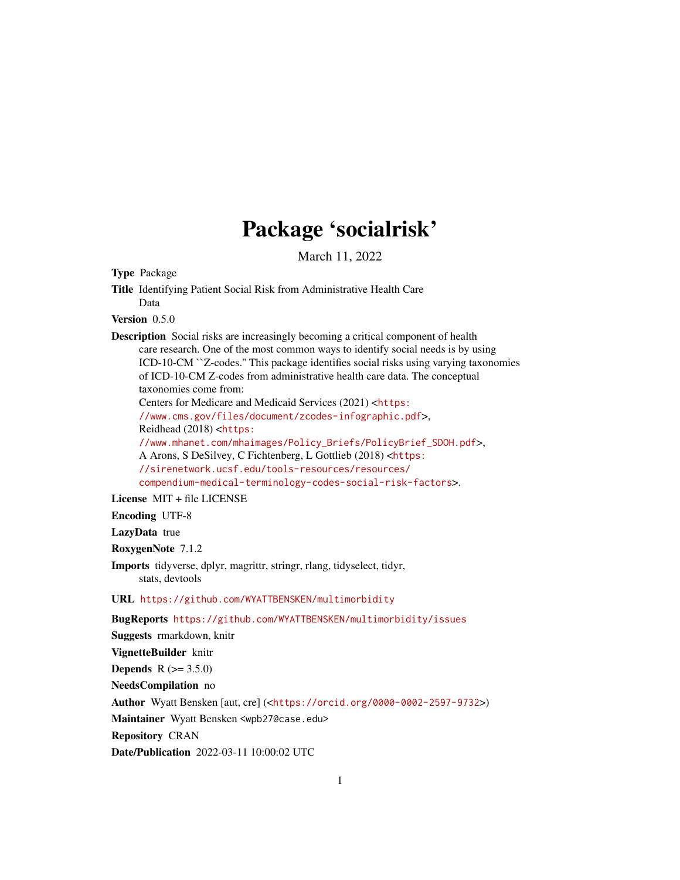# Package 'socialrisk'

March 11, 2022

**Type** Package

**Title** Identifying Patient Social Risk from Administrative Health Care Data

**Version** 0.5.0

**Description** Social risks are increasingly becoming a critical component of health care research. One of the most common ways to identify social needs is by using ICD-10-CM ``Z-codes.'' This package identifies social risks using varying taxonomies of ICD-10-CM Z-codes from administrative health care data. The conceptual taxonomies come from:
Centers for Medicare and Medicaid Services (2021) <https://www.cms.gov/files/document/zcodes-infographic.pdf>,
Reidhead (2018) <https://www.mhanet.com/mhaimages/Policy_Briefs/PolicyBrief_SDOH.pdf>,
A Arons, S DeSilvey, C Fichtenberg, L Gottlieb (2018) <https://sirenetwork.ucsf.edu/tools-resources/resources/compendium-medical-terminology-codes-social-risk-factors>.

**License** MIT + file LICENSE

**Encoding** UTF-8

**LazyData** true

**RoxygenNote** 7.1.2

**Imports** tidyverse, dplyr, magrittr, stringr, rlang, tidyselect, tidyr, stats, devtools

**URL** https://github.com/WYATTBENSKEN/multimorbidity

**BugReports** https://github.com/WYATTBENSKEN/multimorbidity/issues

**Suggests** rmarkdown, knitr

**VignetteBuilder** knitr

**Depends** R (>= 3.5.0)

**NeedsCompilation** no

**Author** Wyatt Bensken [aut, cre] (<https://orcid.org/0000-0002-2597-9732>)

**Maintainer** Wyatt Bensken <wpb27@case.edu>

**Repository** CRAN

**Date/Publication** 2022-03-11 10:00:02 UTC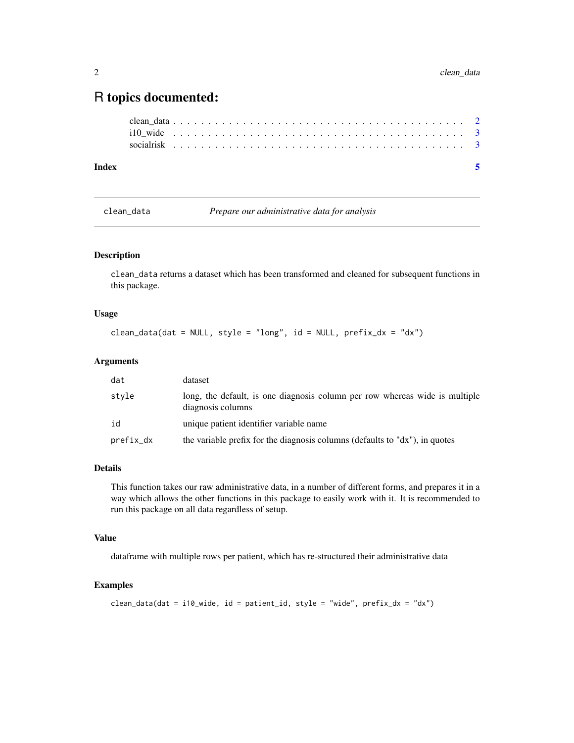# R topics documented:

clean_data . . . . . . . . . . . . . . . . . . . . . . . . . . . . . . . . . . . . . . . . 2
i10_wide . . . . . . . . . . . . . . . . . . . . . . . . . . . . . . . . . . . . . . . . . 3
socialrisk . . . . . . . . . . . . . . . . . . . . . . . . . . . . . . . . . . . . . . . . 3

**Index** 5

---

## clean_data — *Prepare our administrative data for analysis*

---

### Description

`clean_data` returns a dataset which has been transformed and cleaned for subsequent functions in this package.

### Usage

```
clean_data(dat = NULL, style = "long", id = NULL, prefix_dx = "dx")
```

### Arguments

| | |
|---|---|
| `dat` | dataset |
| `style` | long, the default, is one diagnosis column per row whereas wide is multiple diagnosis columns |
| `id` | unique patient identifier variable name |
| `prefix_dx` | the variable prefix for the diagnosis columns (defaults to "dx"), in quotes |

### Details

This function takes our raw administrative data, in a number of different forms, and prepares it in a way which allows the other functions in this package to easily work with it. It is recommended to run this package on all data regardless of setup.

### Value

dataframe with multiple rows per patient, which has re-structured their administrative data

### Examples

```
clean_data(dat = i10_wide, id = patient_id, style = "wide", prefix_dx = "dx")
```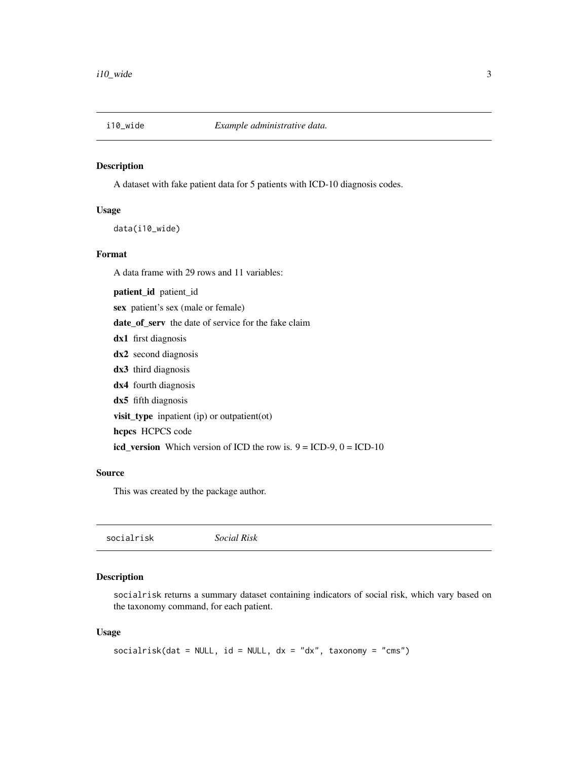## i10_wide *Example administrative data.*

### Description

A dataset with fake patient data for 5 patients with ICD-10 diagnosis codes.

### Usage

```
data(i10_wide)
```

### Format

A data frame with 29 rows and 11 variables:

**patient_id** patient_id

**sex** patient's sex (male or female)

**date_of_serv** the date of service for the fake claim

**dx1** first diagnosis

**dx2** second diagnosis

**dx3** third diagnosis

**dx4** fourth diagnosis

**dx5** fifth diagnosis

**visit_type** inpatient (ip) or outpatient(ot)

**hcpcs** HCPCS code

**icd_version** Which version of ICD the row is. 9 = ICD-9, 0 = ICD-10

### Source

This was created by the package author.

## socialrisk *Social Risk*

### Description

socialrisk returns a summary dataset containing indicators of social risk, which vary based on the taxonomy command, for each patient.

### Usage

```
socialrisk(dat = NULL, id = NULL, dx = "dx", taxonomy = "cms")
```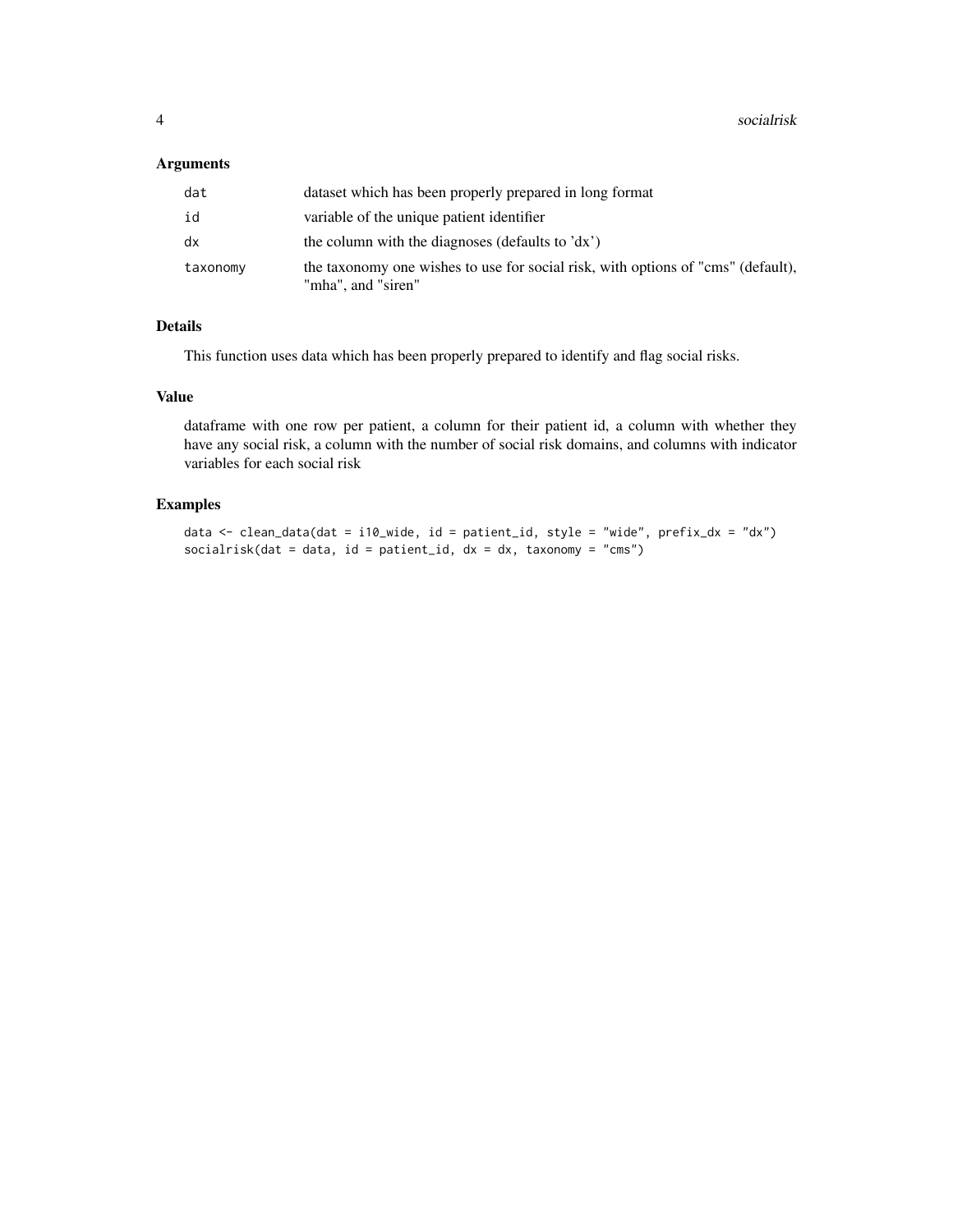## Arguments

| | |
|---|---|
| `dat` | dataset which has been properly prepared in long format |
| `id` | variable of the unique patient identifier |
| `dx` | the column with the diagnoses (defaults to 'dx') |
| `taxonomy` | the taxonomy one wishes to use for social risk, with options of "cms" (default), "mha", and "siren" |

## Details

This function uses data which has been properly prepared to identify and flag social risks.

## Value

dataframe with one row per patient, a column for their patient id, a column with whether they have any social risk, a column with the number of social risk domains, and columns with indicator variables for each social risk

## Examples

```
data <- clean_data(dat = i10_wide, id = patient_id, style = "wide", prefix_dx = "dx")
socialrisk(dat = data, id = patient_id, dx = dx, taxonomy = "cms")
```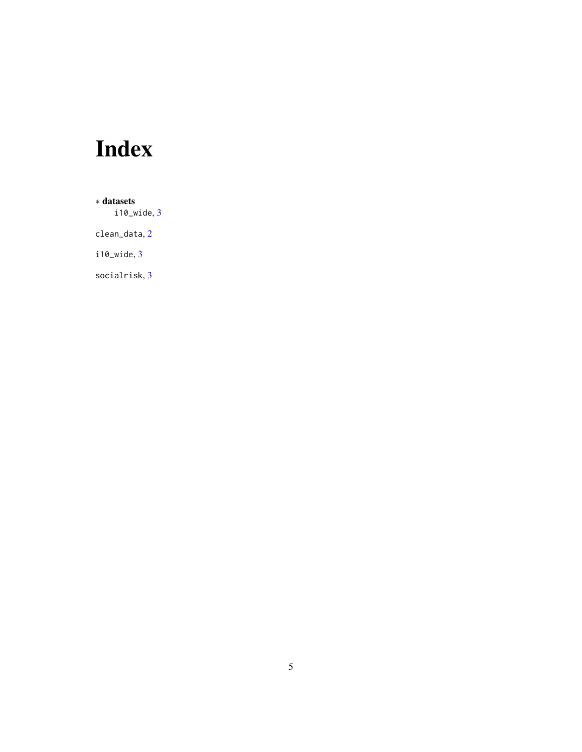# Index

∗ **datasets**
    i10_wide, 3

clean_data, 2

i10_wide, 3

socialrisk, 3